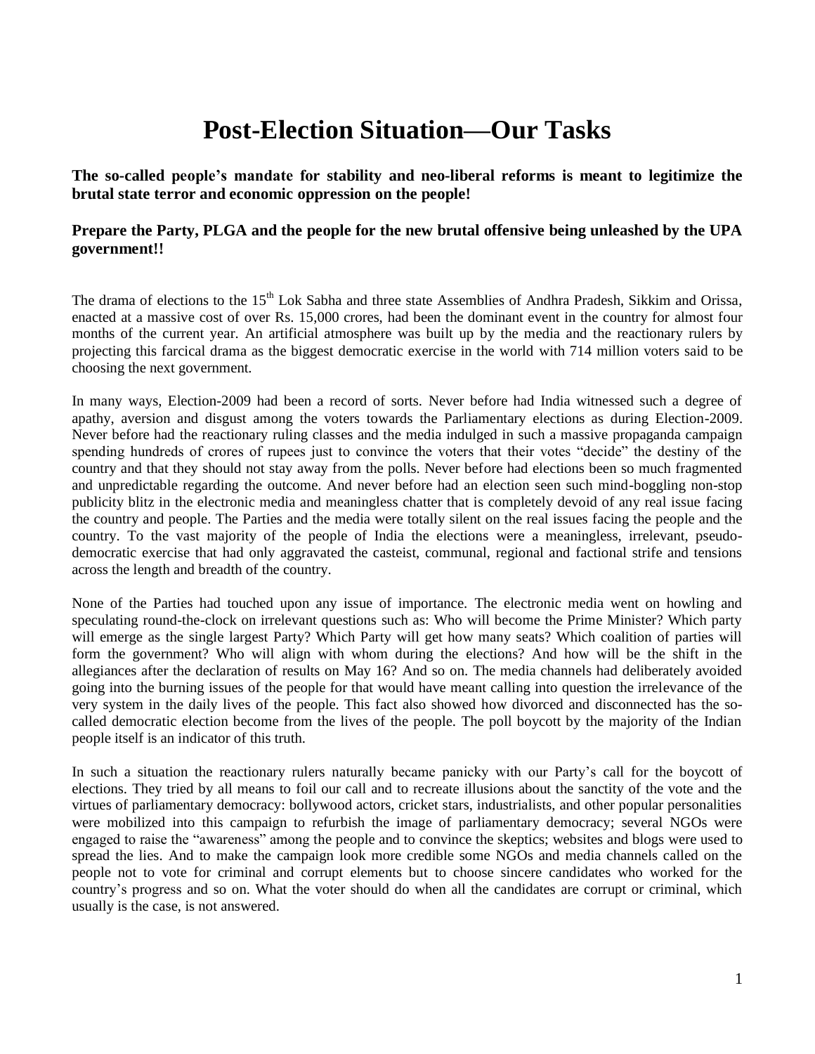# Post-Election Situation—Our Tasks

**The so-called people's mandate for stability and neo-liberal reforms is meant to legitimize the brutal state terror and economic oppression on the people!**

**Prepare the Party, PLGA and the people for the new brutal offensive being unleashed by the UPA government!!**

The drama of elections to the 15th Lok Sabha and three state Assemblies of Andhra Pradesh, Sikkim and Orissa, enacted at a massive cost of over Rs. 15,000 crores, had been the dominant event in the country for almost four months of the current year. An artificial atmosphere was built up by the media and the reactionary rulers by projecting this farcical drama as the biggest democratic exercise in the world with 714 million voters said to be choosing the next government.

In many ways, Election-2009 had been a record of sorts. Never before had India witnessed such a degree of apathy, aversion and disgust among the voters towards the Parliamentary elections as during Election-2009. Never before had the reactionary ruling classes and the media indulged in such a massive propaganda campaign spending hundreds of crores of rupees just to convince the voters that their votes "decide" the destiny of the country and that they should not stay away from the polls. Never before had elections been so much fragmented and unpredictable regarding the outcome. And never before had an election seen such mind-boggling non-stop publicity blitz in the electronic media and meaningless chatter that is completely devoid of any real issue facing the country and people. The Parties and the media were totally silent on the real issues facing the people and the country. To the vast majority of the people of India the elections were a meaningless, irrelevant, pseudo-democratic exercise that had only aggravated the casteist, communal, regional and factional strife and tensions across the length and breadth of the country.

None of the Parties had touched upon any issue of importance. The electronic media went on howling and speculating round-the-clock on irrelevant questions such as: Who will become the Prime Minister? Which party will emerge as the single largest Party? Which Party will get how many seats? Which coalition of parties will form the government? Who will align with whom during the elections? And how will be the shift in the allegiances after the declaration of results on May 16? And so on. The media channels had deliberately avoided going into the burning issues of the people for that would have meant calling into question the irrelevance of the very system in the daily lives of the people. This fact also showed how divorced and disconnected has the so-called democratic election become from the lives of the people. The poll boycott by the majority of the Indian people itself is an indicator of this truth.

In such a situation the reactionary rulers naturally became panicky with our Party's call for the boycott of elections. They tried by all means to foil our call and to recreate illusions about the sanctity of the vote and the virtues of parliamentary democracy: bollywood actors, cricket stars, industrialists, and other popular personalities were mobilized into this campaign to refurbish the image of parliamentary democracy; several NGOs were engaged to raise the "awareness" among the people and to convince the skeptics; websites and blogs were used to spread the lies. And to make the campaign look more credible some NGOs and media channels called on the people not to vote for criminal and corrupt elements but to choose sincere candidates who worked for the country's progress and so on. What the voter should do when all the candidates are corrupt or criminal, which usually is the case, is not answered.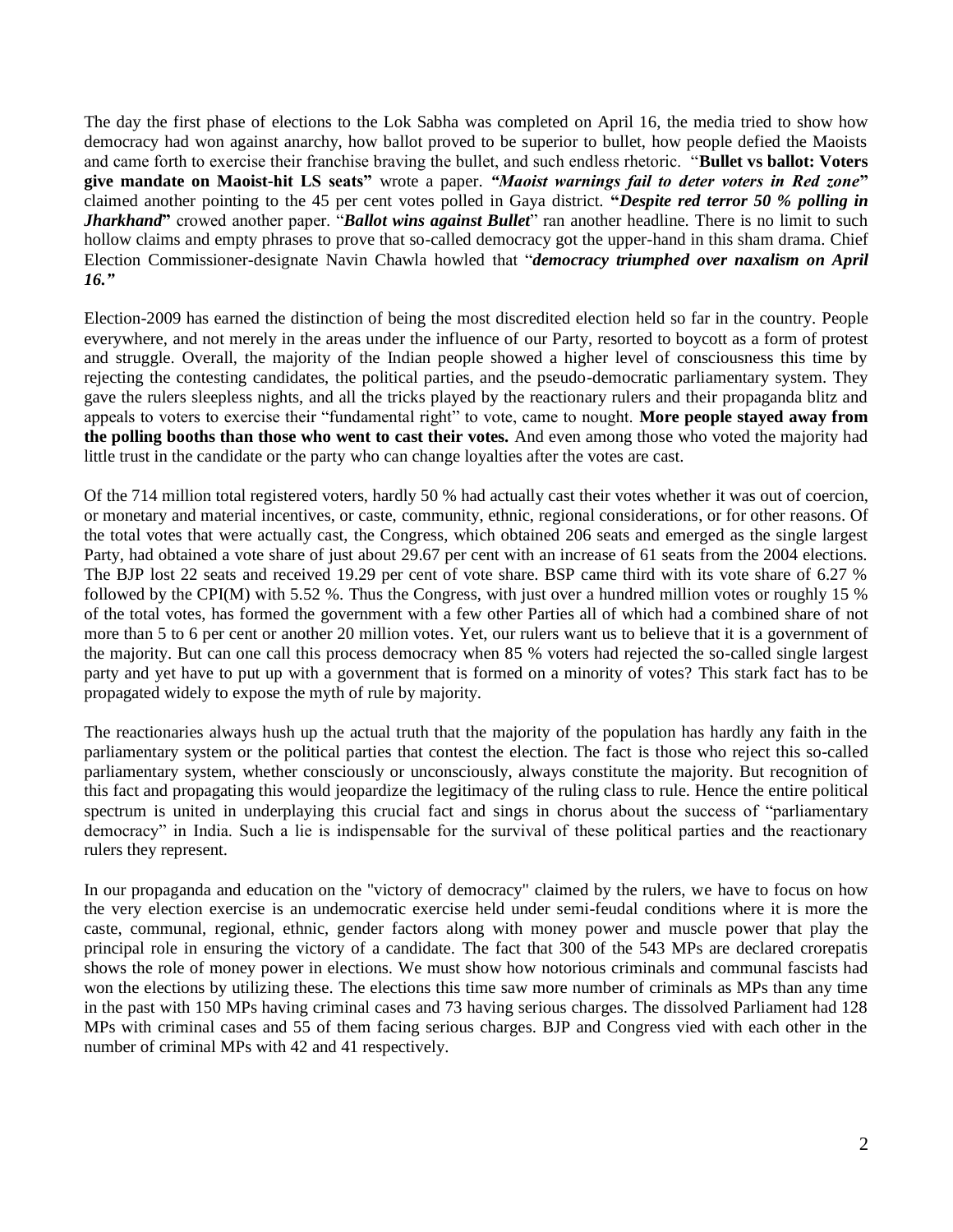The day the first phase of elections to the Lok Sabha was completed on April 16, the media tried to show how democracy had won against anarchy, how ballot proved to be superior to bullet, how people defied the Maoists and came forth to exercise their franchise braving the bullet, and such endless rhetoric. "**Bullet vs ballot: Voters give mandate on Maoist-hit LS seats"** wrote a paper. ***"Maoist warnings fail to deter voters in Red zone*"** claimed another pointing to the 45 per cent votes polled in Gaya district. **"*Despite red terror 50 % polling in Jharkhand*"** crowed another paper. "***Ballot wins against Bullet***" ran another headline. There is no limit to such hollow claims and empty phrases to prove that so-called democracy got the upper-hand in this sham drama. Chief Election Commissioner-designate Navin Chawla howled that "***democracy triumphed over naxalism on April 16."***

Election-2009 has earned the distinction of being the most discredited election held so far in the country. People everywhere, and not merely in the areas under the influence of our Party, resorted to boycott as a form of protest and struggle. Overall, the majority of the Indian people showed a higher level of consciousness this time by rejecting the contesting candidates, the political parties, and the pseudo-democratic parliamentary system. They gave the rulers sleepless nights, and all the tricks played by the reactionary rulers and their propaganda blitz and appeals to voters to exercise their "fundamental right" to vote, came to nought. **More people stayed away from the polling booths than those who went to cast their votes.** And even among those who voted the majority had little trust in the candidate or the party who can change loyalties after the votes are cast.

Of the 714 million total registered voters, hardly 50 % had actually cast their votes whether it was out of coercion, or monetary and material incentives, or caste, community, ethnic, regional considerations, or for other reasons. Of the total votes that were actually cast, the Congress, which obtained 206 seats and emerged as the single largest Party, had obtained a vote share of just about 29.67 per cent with an increase of 61 seats from the 2004 elections. The BJP lost 22 seats and received 19.29 per cent of vote share. BSP came third with its vote share of 6.27 % followed by the CPI(M) with 5.52 %. Thus the Congress, with just over a hundred million votes or roughly 15 % of the total votes, has formed the government with a few other Parties all of which had a combined share of not more than 5 to 6 per cent or another 20 million votes. Yet, our rulers want us to believe that it is a government of the majority. But can one call this process democracy when 85 % voters had rejected the so-called single largest party and yet have to put up with a government that is formed on a minority of votes? This stark fact has to be propagated widely to expose the myth of rule by majority.

The reactionaries always hush up the actual truth that the majority of the population has hardly any faith in the parliamentary system or the political parties that contest the election. The fact is those who reject this so-called parliamentary system, whether consciously or unconsciously, always constitute the majority. But recognition of this fact and propagating this would jeopardize the legitimacy of the ruling class to rule. Hence the entire political spectrum is united in underplaying this crucial fact and sings in chorus about the success of "parliamentary democracy" in India. Such a lie is indispensable for the survival of these political parties and the reactionary rulers they represent.

In our propaganda and education on the "victory of democracy" claimed by the rulers, we have to focus on how the very election exercise is an undemocratic exercise held under semi-feudal conditions where it is more the caste, communal, regional, ethnic, gender factors along with money power and muscle power that play the principal role in ensuring the victory of a candidate. The fact that 300 of the 543 MPs are declared crorepatis shows the role of money power in elections. We must show how notorious criminals and communal fascists had won the elections by utilizing these. The elections this time saw more number of criminals as MPs than any time in the past with 150 MPs having criminal cases and 73 having serious charges. The dissolved Parliament had 128 MPs with criminal cases and 55 of them facing serious charges. BJP and Congress vied with each other in the number of criminal MPs with 42 and 41 respectively.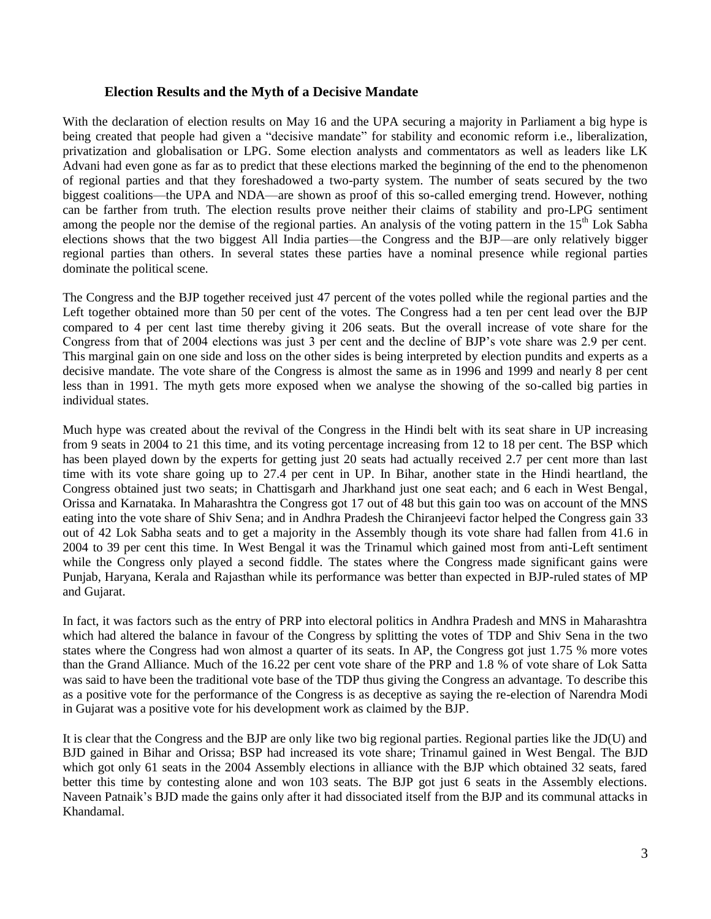### Election Results and the Myth of a Decisive Mandate

With the declaration of election results on May 16 and the UPA securing a majority in Parliament a big hype is being created that people had given a "decisive mandate" for stability and economic reform i.e., liberalization, privatization and globalisation or LPG. Some election analysts and commentators as well as leaders like LK Advani had even gone as far as to predict that these elections marked the beginning of the end to the phenomenon of regional parties and that they foreshadowed a two-party system. The number of seats secured by the two biggest coalitions—the UPA and NDA—are shown as proof of this so-called emerging trend. However, nothing can be farther from truth. The election results prove neither their claims of stability and pro-LPG sentiment among the people nor the demise of the regional parties. An analysis of the voting pattern in the 15th Lok Sabha elections shows that the two biggest All India parties—the Congress and the BJP—are only relatively bigger regional parties than others. In several states these parties have a nominal presence while regional parties dominate the political scene.

The Congress and the BJP together received just 47 percent of the votes polled while the regional parties and the Left together obtained more than 50 per cent of the votes. The Congress had a ten per cent lead over the BJP compared to 4 per cent last time thereby giving it 206 seats. But the overall increase of vote share for the Congress from that of 2004 elections was just 3 per cent and the decline of BJP's vote share was 2.9 per cent. This marginal gain on one side and loss on the other sides is being interpreted by election pundits and experts as a decisive mandate. The vote share of the Congress is almost the same as in 1996 and 1999 and nearly 8 per cent less than in 1991. The myth gets more exposed when we analyse the showing of the so-called big parties in individual states.

Much hype was created about the revival of the Congress in the Hindi belt with its seat share in UP increasing from 9 seats in 2004 to 21 this time, and its voting percentage increasing from 12 to 18 per cent. The BSP which has been played down by the experts for getting just 20 seats had actually received 2.7 per cent more than last time with its vote share going up to 27.4 per cent in UP. In Bihar, another state in the Hindi heartland, the Congress obtained just two seats; in Chattisgarh and Jharkhand just one seat each; and 6 each in West Bengal, Orissa and Karnataka. In Maharashtra the Congress got 17 out of 48 but this gain too was on account of the MNS eating into the vote share of Shiv Sena; and in Andhra Pradesh the Chiranjeevi factor helped the Congress gain 33 out of 42 Lok Sabha seats and to get a majority in the Assembly though its vote share had fallen from 41.6 in 2004 to 39 per cent this time. In West Bengal it was the Trinamul which gained most from anti-Left sentiment while the Congress only played a second fiddle. The states where the Congress made significant gains were Punjab, Haryana, Kerala and Rajasthan while its performance was better than expected in BJP-ruled states of MP and Gujarat.

In fact, it was factors such as the entry of PRP into electoral politics in Andhra Pradesh and MNS in Maharashtra which had altered the balance in favour of the Congress by splitting the votes of TDP and Shiv Sena in the two states where the Congress had won almost a quarter of its seats. In AP, the Congress got just 1.75 % more votes than the Grand Alliance. Much of the 16.22 per cent vote share of the PRP and 1.8 % of vote share of Lok Satta was said to have been the traditional vote base of the TDP thus giving the Congress an advantage. To describe this as a positive vote for the performance of the Congress is as deceptive as saying the re-election of Narendra Modi in Gujarat was a positive vote for his development work as claimed by the BJP.

It is clear that the Congress and the BJP are only like two big regional parties. Regional parties like the JD(U) and BJD gained in Bihar and Orissa; BSP had increased its vote share; Trinamul gained in West Bengal. The BJD which got only 61 seats in the 2004 Assembly elections in alliance with the BJP which obtained 32 seats, fared better this time by contesting alone and won 103 seats. The BJP got just 6 seats in the Assembly elections. Naveen Patnaik's BJD made the gains only after it had dissociated itself from the BJP and its communal attacks in Khandamal.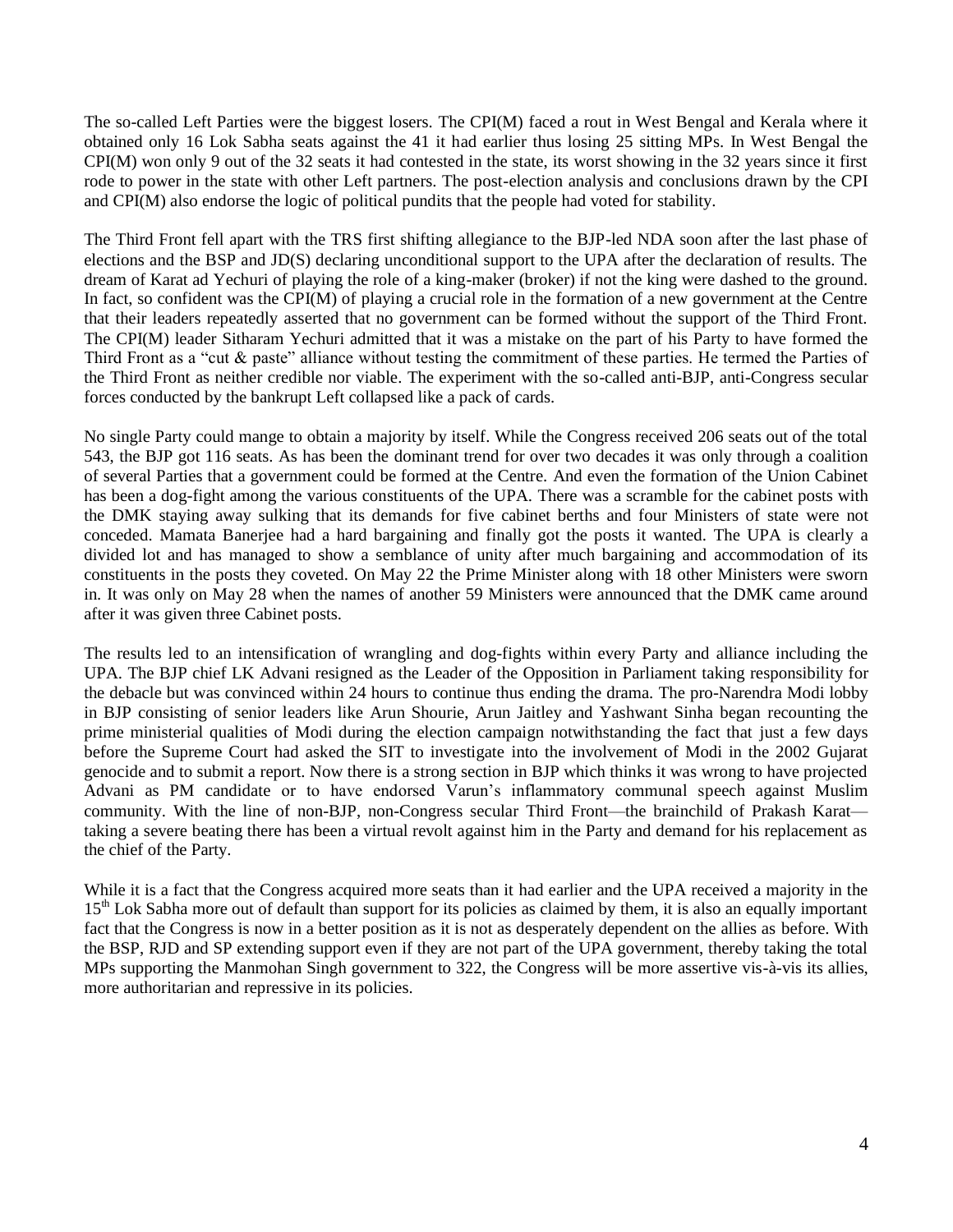The so-called Left Parties were the biggest losers. The CPI(M) faced a rout in West Bengal and Kerala where it obtained only 16 Lok Sabha seats against the 41 it had earlier thus losing 25 sitting MPs. In West Bengal the CPI(M) won only 9 out of the 32 seats it had contested in the state, its worst showing in the 32 years since it first rode to power in the state with other Left partners. The post-election analysis and conclusions drawn by the CPI and CPI(M) also endorse the logic of political pundits that the people had voted for stability.

The Third Front fell apart with the TRS first shifting allegiance to the BJP-led NDA soon after the last phase of elections and the BSP and JD(S) declaring unconditional support to the UPA after the declaration of results. The dream of Karat ad Yechuri of playing the role of a king-maker (broker) if not the king were dashed to the ground. In fact, so confident was the CPI(M) of playing a crucial role in the formation of a new government at the Centre that their leaders repeatedly asserted that no government can be formed without the support of the Third Front. The CPI(M) leader Sitharam Yechuri admitted that it was a mistake on the part of his Party to have formed the Third Front as a "cut & paste" alliance without testing the commitment of these parties. He termed the Parties of the Third Front as neither credible nor viable. The experiment with the so-called anti-BJP, anti-Congress secular forces conducted by the bankrupt Left collapsed like a pack of cards.

No single Party could mange to obtain a majority by itself. While the Congress received 206 seats out of the total 543, the BJP got 116 seats. As has been the dominant trend for over two decades it was only through a coalition of several Parties that a government could be formed at the Centre. And even the formation of the Union Cabinet has been a dog-fight among the various constituents of the UPA. There was a scramble for the cabinet posts with the DMK staying away sulking that its demands for five cabinet berths and four Ministers of state were not conceded. Mamata Banerjee had a hard bargaining and finally got the posts it wanted. The UPA is clearly a divided lot and has managed to show a semblance of unity after much bargaining and accommodation of its constituents in the posts they coveted. On May 22 the Prime Minister along with 18 other Ministers were sworn in. It was only on May 28 when the names of another 59 Ministers were announced that the DMK came around after it was given three Cabinet posts.

The results led to an intensification of wrangling and dog-fights within every Party and alliance including the UPA. The BJP chief LK Advani resigned as the Leader of the Opposition in Parliament taking responsibility for the debacle but was convinced within 24 hours to continue thus ending the drama. The pro-Narendra Modi lobby in BJP consisting of senior leaders like Arun Shourie, Arun Jaitley and Yashwant Sinha began recounting the prime ministerial qualities of Modi during the election campaign notwithstanding the fact that just a few days before the Supreme Court had asked the SIT to investigate into the involvement of Modi in the 2002 Gujarat genocide and to submit a report. Now there is a strong section in BJP which thinks it was wrong to have projected Advani as PM candidate or to have endorsed Varun's inflammatory communal speech against Muslim community. With the line of non-BJP, non-Congress secular Third Front—the brainchild of Prakash Karat—taking a severe beating there has been a virtual revolt against him in the Party and demand for his replacement as the chief of the Party.

While it is a fact that the Congress acquired more seats than it had earlier and the UPA received a majority in the 15th Lok Sabha more out of default than support for its policies as claimed by them, it is also an equally important fact that the Congress is now in a better position as it is not as desperately dependent on the allies as before. With the BSP, RJD and SP extending support even if they are not part of the UPA government, thereby taking the total MPs supporting the Manmohan Singh government to 322, the Congress will be more assertive vis-à-vis its allies, more authoritarian and repressive in its policies.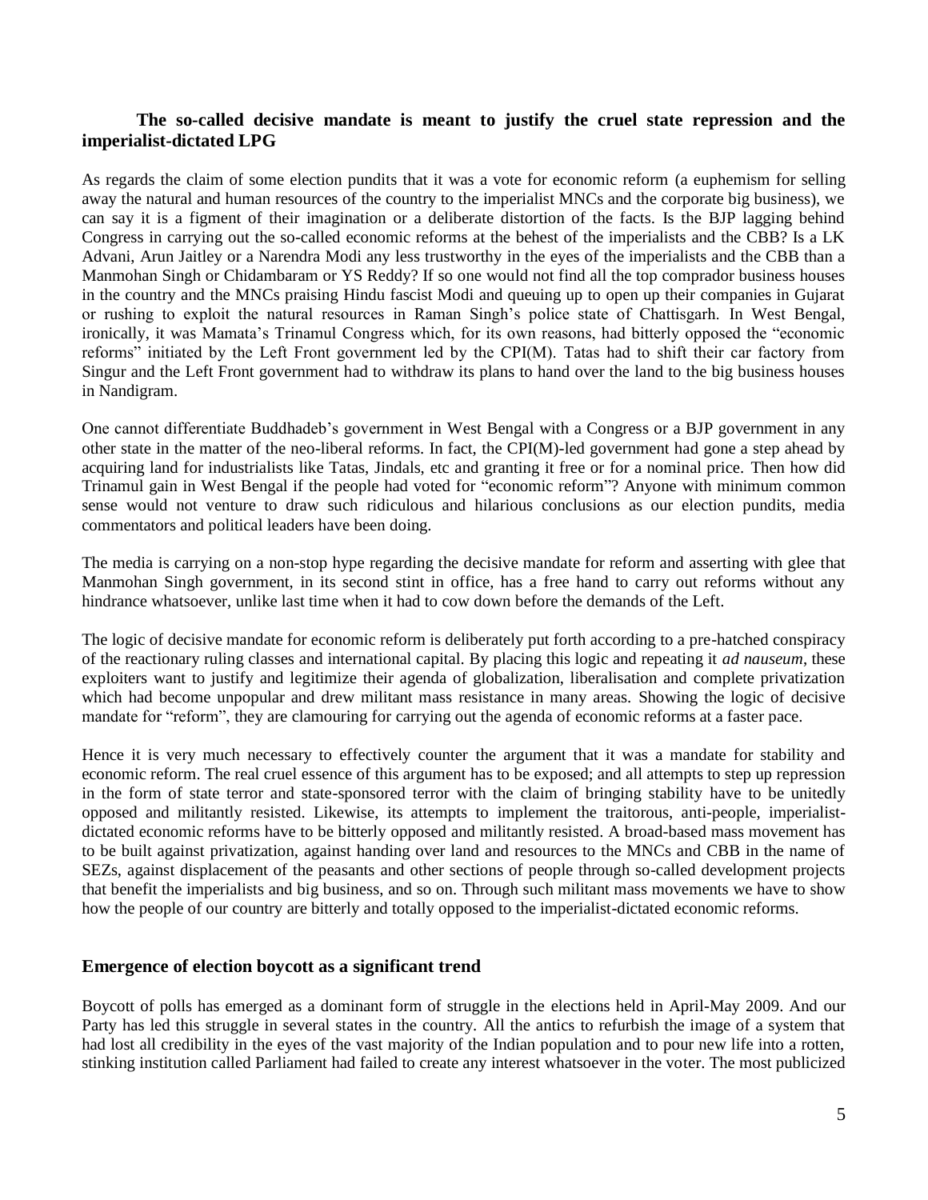### The so-called decisive mandate is meant to justify the cruel state repression and the imperialist-dictated LPG

As regards the claim of some election pundits that it was a vote for economic reform (a euphemism for selling away the natural and human resources of the country to the imperialist MNCs and the corporate big business), we can say it is a figment of their imagination or a deliberate distortion of the facts. Is the BJP lagging behind Congress in carrying out the so-called economic reforms at the behest of the imperialists and the CBB? Is a LK Advani, Arun Jaitley or a Narendra Modi any less trustworthy in the eyes of the imperialists and the CBB than a Manmohan Singh or Chidambaram or YS Reddy? If so one would not find all the top comprador business houses in the country and the MNCs praising Hindu fascist Modi and queuing up to open up their companies in Gujarat or rushing to exploit the natural resources in Raman Singh's police state of Chattisgarh. In West Bengal, ironically, it was Mamata's Trinamul Congress which, for its own reasons, had bitterly opposed the "economic reforms" initiated by the Left Front government led by the CPI(M). Tatas had to shift their car factory from Singur and the Left Front government had to withdraw its plans to hand over the land to the big business houses in Nandigram.

One cannot differentiate Buddhadeb's government in West Bengal with a Congress or a BJP government in any other state in the matter of the neo-liberal reforms. In fact, the CPI(M)-led government had gone a step ahead by acquiring land for industrialists like Tatas, Jindals, etc and granting it free or for a nominal price. Then how did Trinamul gain in West Bengal if the people had voted for "economic reform"? Anyone with minimum common sense would not venture to draw such ridiculous and hilarious conclusions as our election pundits, media commentators and political leaders have been doing.

The media is carrying on a non-stop hype regarding the decisive mandate for reform and asserting with glee that Manmohan Singh government, in its second stint in office, has a free hand to carry out reforms without any hindrance whatsoever, unlike last time when it had to cow down before the demands of the Left.

The logic of decisive mandate for economic reform is deliberately put forth according to a pre-hatched conspiracy of the reactionary ruling classes and international capital. By placing this logic and repeating it *ad nauseum*, these exploiters want to justify and legitimize their agenda of globalization, liberalisation and complete privatization which had become unpopular and drew militant mass resistance in many areas. Showing the logic of decisive mandate for "reform", they are clamouring for carrying out the agenda of economic reforms at a faster pace.

Hence it is very much necessary to effectively counter the argument that it was a mandate for stability and economic reform. The real cruel essence of this argument has to be exposed; and all attempts to step up repression in the form of state terror and state-sponsored terror with the claim of bringing stability have to be unitedly opposed and militantly resisted. Likewise, its attempts to implement the traitorous, anti-people, imperialist-dictated economic reforms have to be bitterly opposed and militantly resisted. A broad-based mass movement has to be built against privatization, against handing over land and resources to the MNCs and CBB in the name of SEZs, against displacement of the peasants and other sections of people through so-called development projects that benefit the imperialists and big business, and so on. Through such militant mass movements we have to show how the people of our country are bitterly and totally opposed to the imperialist-dictated economic reforms.

### Emergence of election boycott as a significant trend

Boycott of polls has emerged as a dominant form of struggle in the elections held in April-May 2009. And our Party has led this struggle in several states in the country. All the antics to refurbish the image of a system that had lost all credibility in the eyes of the vast majority of the Indian population and to pour new life into a rotten, stinking institution called Parliament had failed to create any interest whatsoever in the voter. The most publicized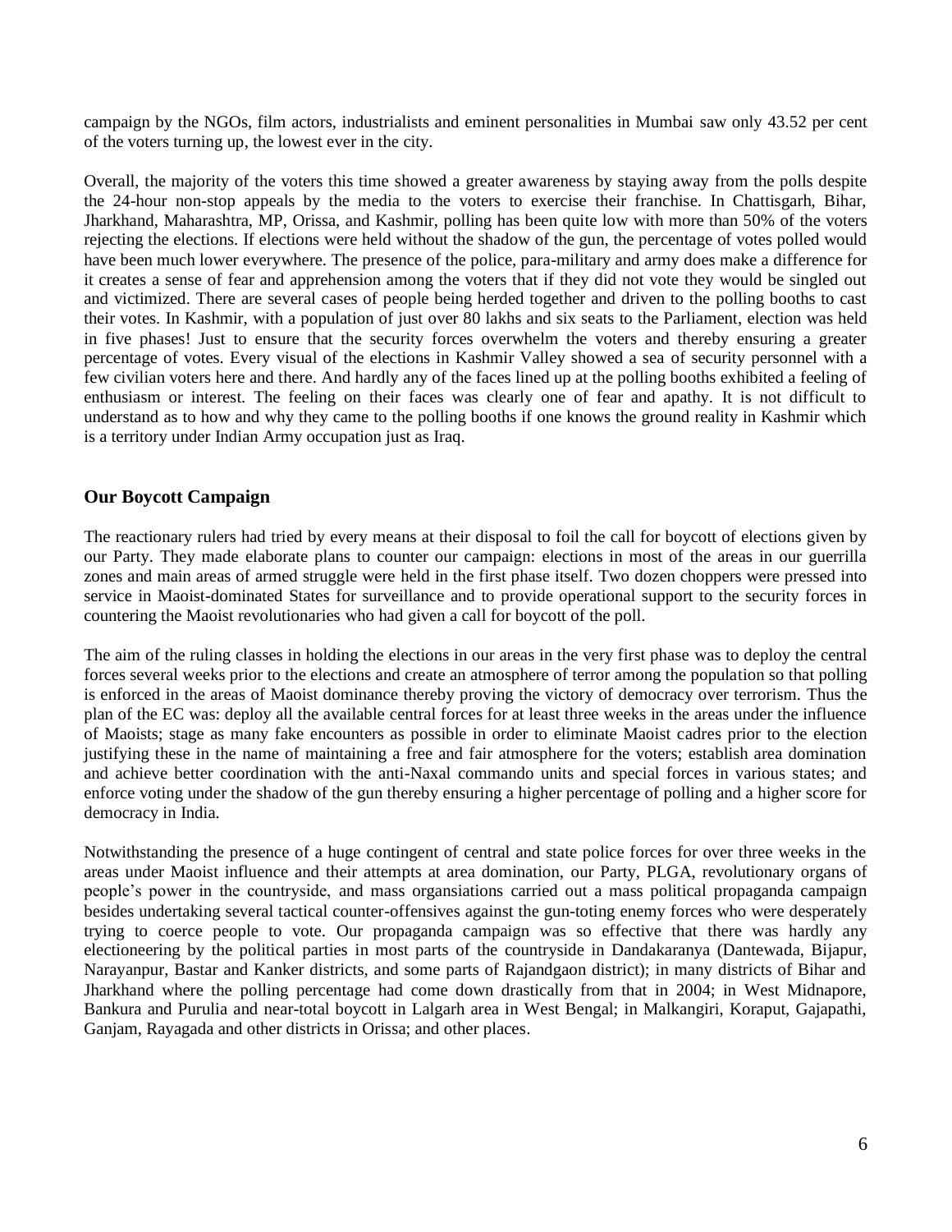campaign by the NGOs, film actors, industrialists and eminent personalities in Mumbai saw only 43.52 per cent of the voters turning up, the lowest ever in the city.

Overall, the majority of the voters this time showed a greater awareness by staying away from the polls despite the 24-hour non-stop appeals by the media to the voters to exercise their franchise. In Chattisgarh, Bihar, Jharkhand, Maharashtra, MP, Orissa, and Kashmir, polling has been quite low with more than 50% of the voters rejecting the elections. If elections were held without the shadow of the gun, the percentage of votes polled would have been much lower everywhere. The presence of the police, para-military and army does make a difference for it creates a sense of fear and apprehension among the voters that if they did not vote they would be singled out and victimized. There are several cases of people being herded together and driven to the polling booths to cast their votes. In Kashmir, with a population of just over 80 lakhs and six seats to the Parliament, election was held in five phases! Just to ensure that the security forces overwhelm the voters and thereby ensuring a greater percentage of votes. Every visual of the elections in Kashmir Valley showed a sea of security personnel with a few civilian voters here and there. And hardly any of the faces lined up at the polling booths exhibited a feeling of enthusiasm or interest. The feeling on their faces was clearly one of fear and apathy. It is not difficult to understand as to how and why they came to the polling booths if one knows the ground reality in Kashmir which is a territory under Indian Army occupation just as Iraq.

## Our Boycott Campaign

The reactionary rulers had tried by every means at their disposal to foil the call for boycott of elections given by our Party. They made elaborate plans to counter our campaign: elections in most of the areas in our guerrilla zones and main areas of armed struggle were held in the first phase itself. Two dozen choppers were pressed into service in Maoist-dominated States for surveillance and to provide operational support to the security forces in countering the Maoist revolutionaries who had given a call for boycott of the poll.

The aim of the ruling classes in holding the elections in our areas in the very first phase was to deploy the central forces several weeks prior to the elections and create an atmosphere of terror among the population so that polling is enforced in the areas of Maoist dominance thereby proving the victory of democracy over terrorism. Thus the plan of the EC was: deploy all the available central forces for at least three weeks in the areas under the influence of Maoists; stage as many fake encounters as possible in order to eliminate Maoist cadres prior to the election justifying these in the name of maintaining a free and fair atmosphere for the voters; establish area domination and achieve better coordination with the anti-Naxal commando units and special forces in various states; and enforce voting under the shadow of the gun thereby ensuring a higher percentage of polling and a higher score for democracy in India.

Notwithstanding the presence of a huge contingent of central and state police forces for over three weeks in the areas under Maoist influence and their attempts at area domination, our Party, PLGA, revolutionary organs of people's power in the countryside, and mass organsiations carried out a mass political propaganda campaign besides undertaking several tactical counter-offensives against the gun-toting enemy forces who were desperately trying to coerce people to vote. Our propaganda campaign was so effective that there was hardly any electioneering by the political parties in most parts of the countryside in Dandakaranya (Dantewada, Bijapur, Narayanpur, Bastar and Kanker districts, and some parts of Rajandgaon district); in many districts of Bihar and Jharkhand where the polling percentage had come down drastically from that in 2004; in West Midnapore, Bankura and Purulia and near-total boycott in Lalgarh area in West Bengal; in Malkangiri, Koraput, Gajapathi, Ganjam, Rayagada and other districts in Orissa; and other places.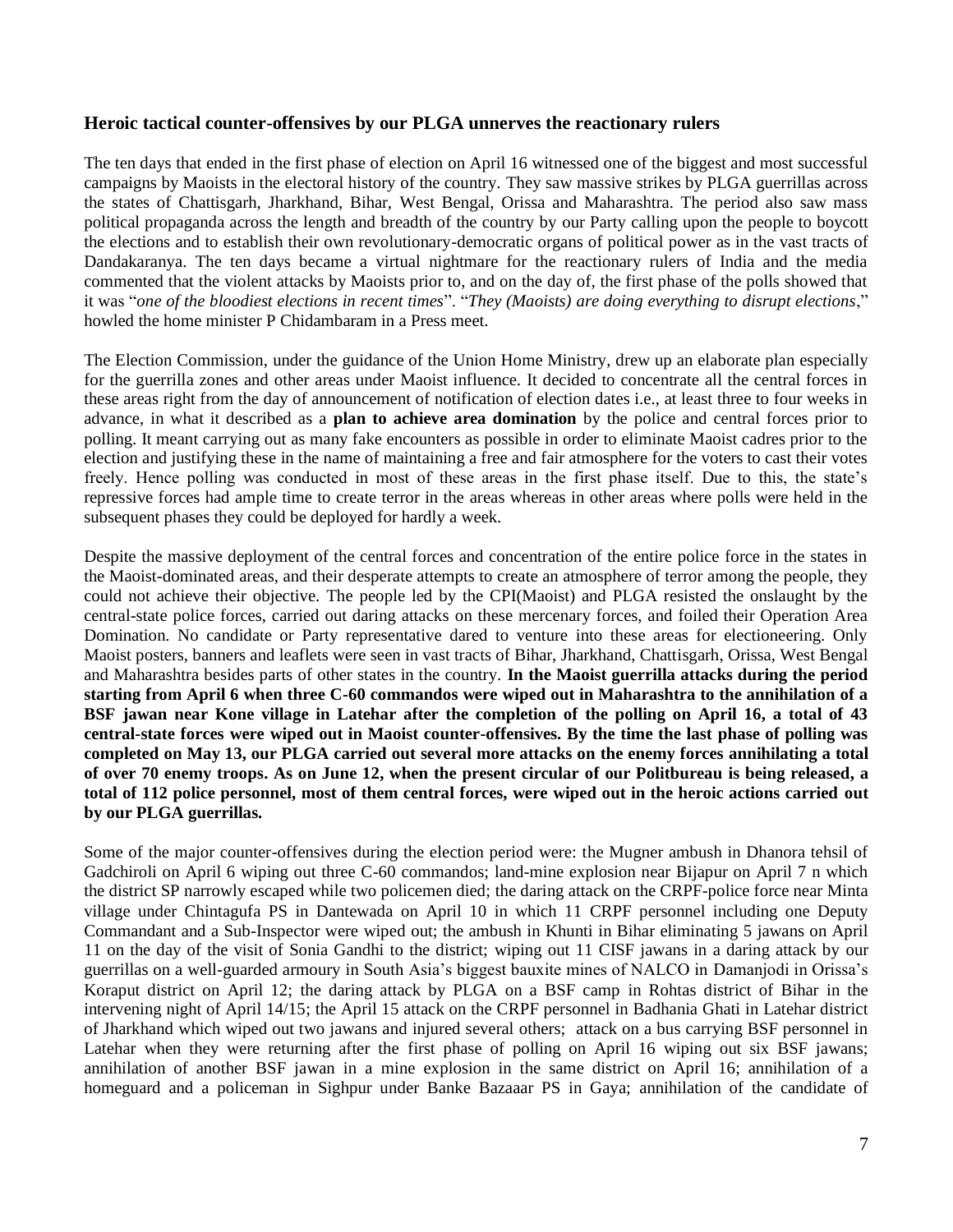### Heroic tactical counter-offensives by our PLGA unnerves the reactionary rulers

The ten days that ended in the first phase of election on April 16 witnessed one of the biggest and most successful campaigns by Maoists in the electoral history of the country. They saw massive strikes by PLGA guerrillas across the states of Chattisgarh, Jharkhand, Bihar, West Bengal, Orissa and Maharashtra. The period also saw mass political propaganda across the length and breadth of the country by our Party calling upon the people to boycott the elections and to establish their own revolutionary-democratic organs of political power as in the vast tracts of Dandakaranya. The ten days became a virtual nightmare for the reactionary rulers of India and the media commented that the violent attacks by Maoists prior to, and on the day of, the first phase of the polls showed that it was "*one of the bloodiest elections in recent times*". "*They (Maoists) are doing everything to disrupt elections*," howled the home minister P Chidambaram in a Press meet.

The Election Commission, under the guidance of the Union Home Ministry, drew up an elaborate plan especially for the guerrilla zones and other areas under Maoist influence. It decided to concentrate all the central forces in these areas right from the day of announcement of notification of election dates i.e., at least three to four weeks in advance, in what it described as a **plan to achieve area domination** by the police and central forces prior to polling. It meant carrying out as many fake encounters as possible in order to eliminate Maoist cadres prior to the election and justifying these in the name of maintaining a free and fair atmosphere for the voters to cast their votes freely. Hence polling was conducted in most of these areas in the first phase itself. Due to this, the state's repressive forces had ample time to create terror in the areas whereas in other areas where polls were held in the subsequent phases they could be deployed for hardly a week.

Despite the massive deployment of the central forces and concentration of the entire police force in the states in the Maoist-dominated areas, and their desperate attempts to create an atmosphere of terror among the people, they could not achieve their objective. The people led by the CPI(Maoist) and PLGA resisted the onslaught by the central-state police forces, carried out daring attacks on these mercenary forces, and foiled their Operation Area Domination. No candidate or Party representative dared to venture into these areas for electioneering. Only Maoist posters, banners and leaflets were seen in vast tracts of Bihar, Jharkhand, Chattisgarh, Orissa, West Bengal and Maharashtra besides parts of other states in the country. **In the Maoist guerrilla attacks during the period starting from April 6 when three C-60 commandos were wiped out in Maharashtra to the annihilation of a BSF jawan near Kone village in Latehar after the completion of the polling on April 16, a total of 43 central-state forces were wiped out in Maoist counter-offensives. By the time the last phase of polling was completed on May 13, our PLGA carried out several more attacks on the enemy forces annihilating a total of over 70 enemy troops. As on June 12, when the present circular of our Politbureau is being released, a total of 112 police personnel, most of them central forces, were wiped out in the heroic actions carried out by our PLGA guerrillas.**

Some of the major counter-offensives during the election period were: the Mugner ambush in Dhanora tehsil of Gadchiroli on April 6 wiping out three C-60 commandos; land-mine explosion near Bijapur on April 7 n which the district SP narrowly escaped while two policemen died; the daring attack on the CRPF-police force near Minta village under Chintagufa PS in Dantewada on April 10 in which 11 CRPF personnel including one Deputy Commandant and a Sub-Inspector were wiped out; the ambush in Khunti in Bihar eliminating 5 jawans on April 11 on the day of the visit of Sonia Gandhi to the district; wiping out 11 CISF jawans in a daring attack by our guerrillas on a well-guarded armoury in South Asia's biggest bauxite mines of NALCO in Damanjodi in Orissa's Koraput district on April 12; the daring attack by PLGA on a BSF camp in Rohtas district of Bihar in the intervening night of April 14/15; the April 15 attack on the CRPF personnel in Badhania Ghati in Latehar district of Jharkhand which wiped out two jawans and injured several others; attack on a bus carrying BSF personnel in Latehar when they were returning after the first phase of polling on April 16 wiping out six BSF jawans; annihilation of another BSF jawan in a mine explosion in the same district on April 16; annihilation of a homeguard and a policeman in Sighpur under Banke Bazaaar PS in Gaya; annihilation of the candidate of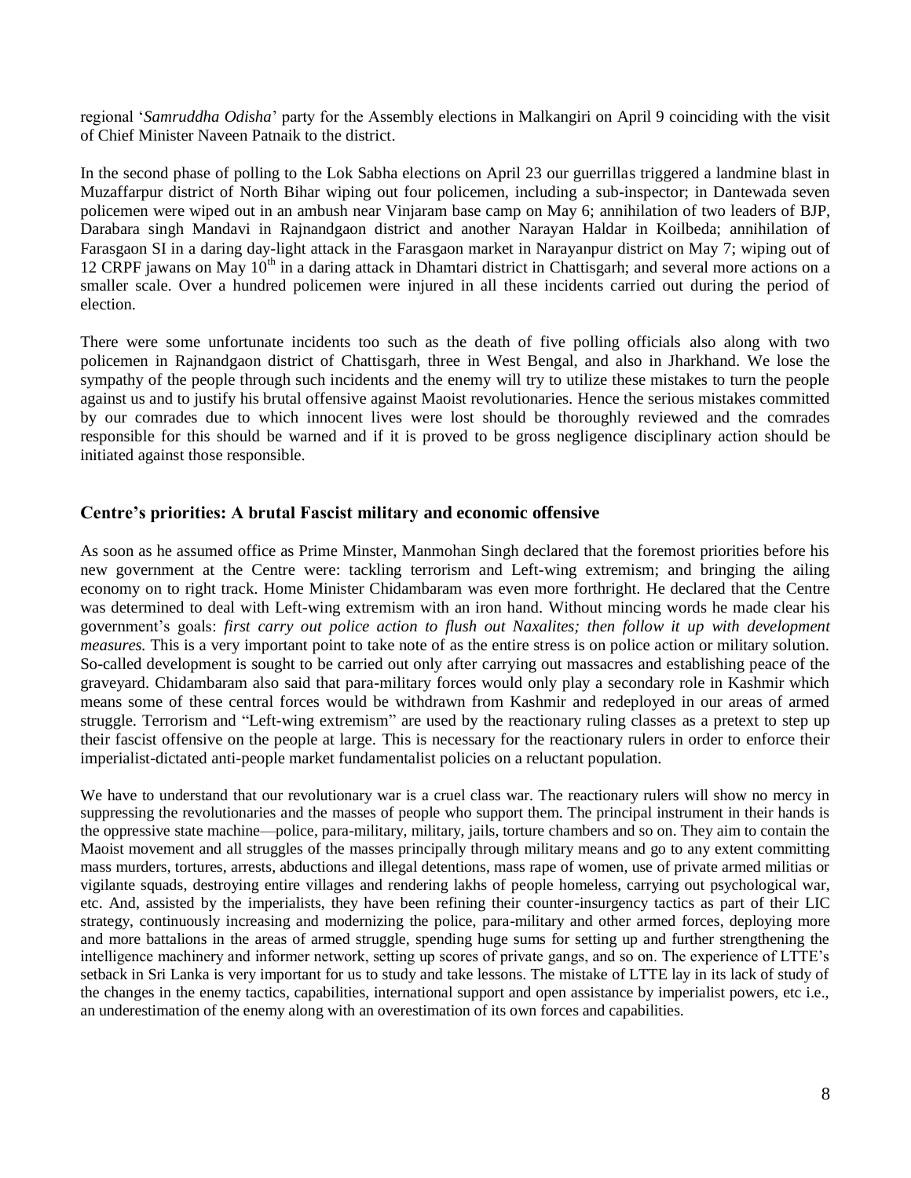regional '*Samruddha Odisha*' party for the Assembly elections in Malkangiri on April 9 coinciding with the visit of Chief Minister Naveen Patnaik to the district.

In the second phase of polling to the Lok Sabha elections on April 23 our guerrillas triggered a landmine blast in Muzaffarpur district of North Bihar wiping out four policemen, including a sub-inspector; in Dantewada seven policemen were wiped out in an ambush near Vinjaram base camp on May 6; annihilation of two leaders of BJP, Darabara singh Mandavi in Rajnandgaon district and another Narayan Haldar in Koilbeda; annihilation of Farasgaon SI in a daring day-light attack in the Farasgaon market in Narayanpur district on May 7; wiping out of 12 CRPF jawans on May 10th in a daring attack in Dhamtari district in Chattisgarh; and several more actions on a smaller scale. Over a hundred policemen were injured in all these incidents carried out during the period of election.

There were some unfortunate incidents too such as the death of five polling officials also along with two policemen in Rajnandgaon district of Chattisgarh, three in West Bengal, and also in Jharkhand. We lose the sympathy of the people through such incidents and the enemy will try to utilize these mistakes to turn the people against us and to justify his brutal offensive against Maoist revolutionaries. Hence the serious mistakes committed by our comrades due to which innocent lives were lost should be thoroughly reviewed and the comrades responsible for this should be warned and if it is proved to be gross negligence disciplinary action should be initiated against those responsible.

## Centre's priorities: A brutal Fascist military and economic offensive

As soon as he assumed office as Prime Minster, Manmohan Singh declared that the foremost priorities before his new government at the Centre were: tackling terrorism and Left-wing extremism; and bringing the ailing economy on to right track. Home Minister Chidambaram was even more forthright. He declared that the Centre was determined to deal with Left-wing extremism with an iron hand. Without mincing words he made clear his government's goals: *first carry out police action to flush out Naxalites; then follow it up with development measures.* This is a very important point to take note of as the entire stress is on police action or military solution. So-called development is sought to be carried out only after carrying out massacres and establishing peace of the graveyard. Chidambaram also said that para-military forces would only play a secondary role in Kashmir which means some of these central forces would be withdrawn from Kashmir and redeployed in our areas of armed struggle. Terrorism and "Left-wing extremism" are used by the reactionary ruling classes as a pretext to step up their fascist offensive on the people at large. This is necessary for the reactionary rulers in order to enforce their imperialist-dictated anti-people market fundamentalist policies on a reluctant population.

We have to understand that our revolutionary war is a cruel class war. The reactionary rulers will show no mercy in suppressing the revolutionaries and the masses of people who support them. The principal instrument in their hands is the oppressive state machine—police, para-military, military, jails, torture chambers and so on. They aim to contain the Maoist movement and all struggles of the masses principally through military means and go to any extent committing mass murders, tortures, arrests, abductions and illegal detentions, mass rape of women, use of private armed militias or vigilante squads, destroying entire villages and rendering lakhs of people homeless, carrying out psychological war, etc. And, assisted by the imperialists, they have been refining their counter-insurgency tactics as part of their LIC strategy, continuously increasing and modernizing the police, para-military and other armed forces, deploying more and more battalions in the areas of armed struggle, spending huge sums for setting up and further strengthening the intelligence machinery and informer network, setting up scores of private gangs, and so on. The experience of LTTE's setback in Sri Lanka is very important for us to study and take lessons. The mistake of LTTE lay in its lack of study of the changes in the enemy tactics, capabilities, international support and open assistance by imperialist powers, etc i.e., an underestimation of the enemy along with an overestimation of its own forces and capabilities.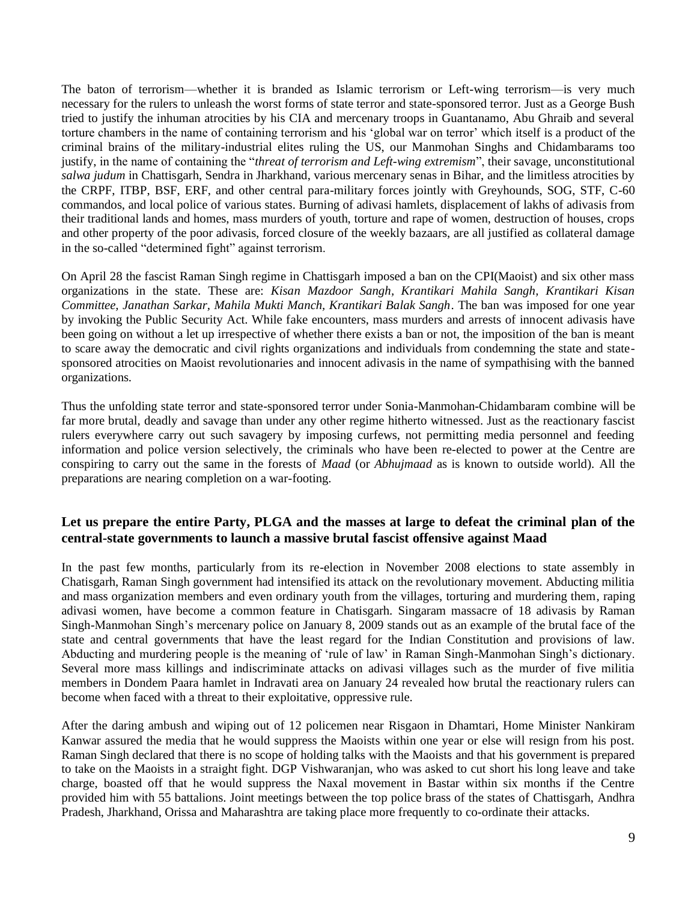The baton of terrorism—whether it is branded as Islamic terrorism or Left-wing terrorism—is very much necessary for the rulers to unleash the worst forms of state terror and state-sponsored terror. Just as a George Bush tried to justify the inhuman atrocities by his CIA and mercenary troops in Guantanamo, Abu Ghraib and several torture chambers in the name of containing terrorism and his 'global war on terror' which itself is a product of the criminal brains of the military-industrial elites ruling the US, our Manmohan Singhs and Chidambarams too justify, in the name of containing the "*threat of terrorism and Left-wing extremism*", their savage, unconstitutional *salwa judum* in Chattisgarh, Sendra in Jharkhand, various mercenary senas in Bihar, and the limitless atrocities by the CRPF, ITBP, BSF, ERF, and other central para-military forces jointly with Greyhounds, SOG, STF, C-60 commandos, and local police of various states. Burning of adivasi hamlets, displacement of lakhs of adivasis from their traditional lands and homes, mass murders of youth, torture and rape of women, destruction of houses, crops and other property of the poor adivasis, forced closure of the weekly bazaars, are all justified as collateral damage in the so-called "determined fight" against terrorism.

On April 28 the fascist Raman Singh regime in Chattisgarh imposed a ban on the CPI(Maoist) and six other mass organizations in the state. These are: *Kisan Mazdoor Sangh, Krantikari Mahila Sangh, Krantikari Kisan Committee, Janathan Sarkar, Mahila Mukti Manch, Krantikari Balak Sangh*. The ban was imposed for one year by invoking the Public Security Act. While fake encounters, mass murders and arrests of innocent adivasis have been going on without a let up irrespective of whether there exists a ban or not, the imposition of the ban is meant to scare away the democratic and civil rights organizations and individuals from condemning the state and state-sponsored atrocities on Maoist revolutionaries and innocent adivasis in the name of sympathising with the banned organizations.

Thus the unfolding state terror and state-sponsored terror under Sonia-Manmohan-Chidambaram combine will be far more brutal, deadly and savage than under any other regime hitherto witnessed. Just as the reactionary fascist rulers everywhere carry out such savagery by imposing curfews, not permitting media personnel and feeding information and police version selectively, the criminals who have been re-elected to power at the Centre are conspiring to carry out the same in the forests of *Maad* (or *Abhujmaad* as is known to outside world). All the preparations are nearing completion on a war-footing.

## Let us prepare the entire Party, PLGA and the masses at large to defeat the criminal plan of the central-state governments to launch a massive brutal fascist offensive against Maad

In the past few months, particularly from its re-election in November 2008 elections to state assembly in Chatisgarh, Raman Singh government had intensified its attack on the revolutionary movement. Abducting militia and mass organization members and even ordinary youth from the villages, torturing and murdering them, raping adivasi women, have become a common feature in Chatisgarh. Singaram massacre of 18 adivasis by Raman Singh-Manmohan Singh's mercenary police on January 8, 2009 stands out as an example of the brutal face of the state and central governments that have the least regard for the Indian Constitution and provisions of law. Abducting and murdering people is the meaning of 'rule of law' in Raman Singh-Manmohan Singh's dictionary. Several more mass killings and indiscriminate attacks on adivasi villages such as the murder of five militia members in Dondem Paara hamlet in Indravati area on January 24 revealed how brutal the reactionary rulers can become when faced with a threat to their exploitative, oppressive rule.

After the daring ambush and wiping out of 12 policemen near Risgaon in Dhamtari, Home Minister Nankiram Kanwar assured the media that he would suppress the Maoists within one year or else will resign from his post. Raman Singh declared that there is no scope of holding talks with the Maoists and that his government is prepared to take on the Maoists in a straight fight. DGP Vishwaranjan, who was asked to cut short his long leave and take charge, boasted off that he would suppress the Naxal movement in Bastar within six months if the Centre provided him with 55 battalions. Joint meetings between the top police brass of the states of Chattisgarh, Andhra Pradesh, Jharkhand, Orissa and Maharashtra are taking place more frequently to co-ordinate their attacks.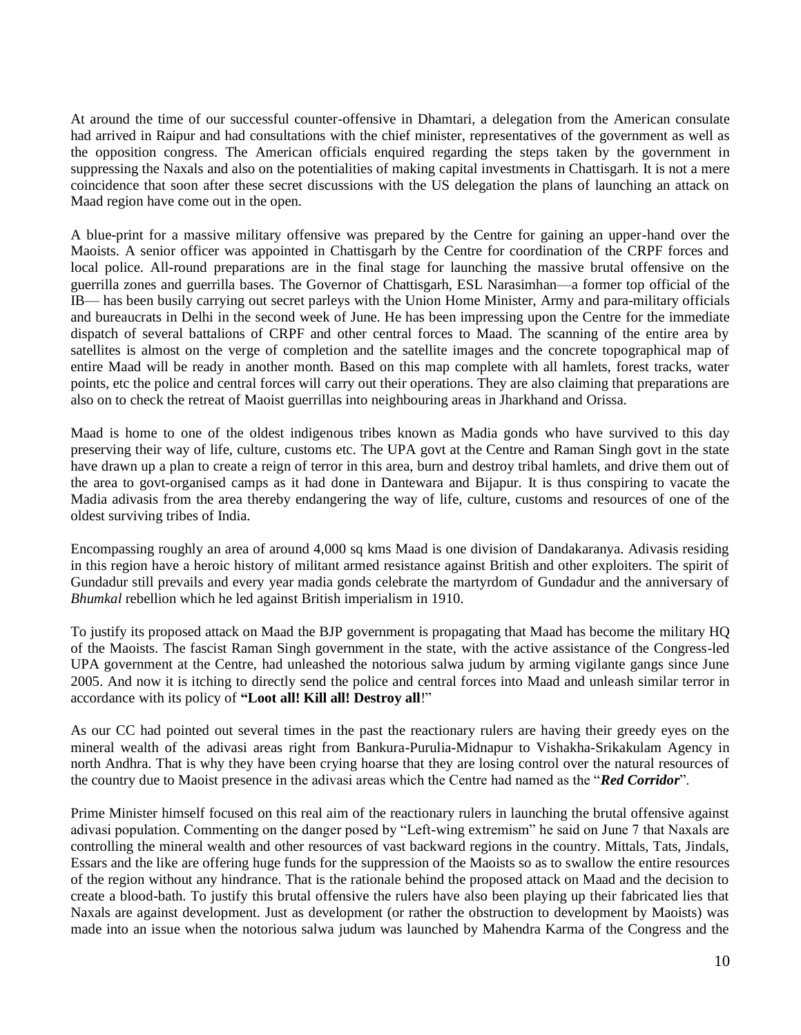At around the time of our successful counter-offensive in Dhamtari, a delegation from the American consulate had arrived in Raipur and had consultations with the chief minister, representatives of the government as well as the opposition congress. The American officials enquired regarding the steps taken by the government in suppressing the Naxals and also on the potentialities of making capital investments in Chattisgarh. It is not a mere coincidence that soon after these secret discussions with the US delegation the plans of launching an attack on Maad region have come out in the open.

A blue-print for a massive military offensive was prepared by the Centre for gaining an upper-hand over the Maoists. A senior officer was appointed in Chattisgarh by the Centre for coordination of the CRPF forces and local police. All-round preparations are in the final stage for launching the massive brutal offensive on the guerrilla zones and guerrilla bases. The Governor of Chattisgarh, ESL Narasimhan—a former top official of the IB— has been busily carrying out secret parleys with the Union Home Minister, Army and para-military officials and bureaucrats in Delhi in the second week of June. He has been impressing upon the Centre for the immediate dispatch of several battalions of CRPF and other central forces to Maad. The scanning of the entire area by satellites is almost on the verge of completion and the satellite images and the concrete topographical map of entire Maad will be ready in another month. Based on this map complete with all hamlets, forest tracks, water points, etc the police and central forces will carry out their operations. They are also claiming that preparations are also on to check the retreat of Maoist guerrillas into neighbouring areas in Jharkhand and Orissa.

Maad is home to one of the oldest indigenous tribes known as Madia gonds who have survived to this day preserving their way of life, culture, customs etc. The UPA govt at the Centre and Raman Singh govt in the state have drawn up a plan to create a reign of terror in this area, burn and destroy tribal hamlets, and drive them out of the area to govt-organised camps as it had done in Dantewara and Bijapur. It is thus conspiring to vacate the Madia adivasis from the area thereby endangering the way of life, culture, customs and resources of one of the oldest surviving tribes of India.

Encompassing roughly an area of around 4,000 sq kms Maad is one division of Dandakaranya. Adivasis residing in this region have a heroic history of militant armed resistance against British and other exploiters. The spirit of Gundadur still prevails and every year madia gonds celebrate the martyrdom of Gundadur and the anniversary of *Bhumkal* rebellion which he led against British imperialism in 1910.

To justify its proposed attack on Maad the BJP government is propagating that Maad has become the military HQ of the Maoists. The fascist Raman Singh government in the state, with the active assistance of the Congress-led UPA government at the Centre, had unleashed the notorious salwa judum by arming vigilante gangs since June 2005. And now it is itching to directly send the police and central forces into Maad and unleash similar terror in accordance with its policy of "**Loot all! Kill all! Destroy all**!"

As our CC had pointed out several times in the past the reactionary rulers are having their greedy eyes on the mineral wealth of the adivasi areas right from Bankura-Purulia-Midnapur to Vishakha-Srikakulam Agency in north Andhra. That is why they have been crying hoarse that they are losing control over the natural resources of the country due to Maoist presence in the adivasi areas which the Centre had named as the "***Red Corridor***".

Prime Minister himself focused on this real aim of the reactionary rulers in launching the brutal offensive against adivasi population. Commenting on the danger posed by "Left-wing extremism" he said on June 7 that Naxals are controlling the mineral wealth and other resources of vast backward regions in the country. Mittals, Tats, Jindals, Essars and the like are offering huge funds for the suppression of the Maoists so as to swallow the entire resources of the region without any hindrance. That is the rationale behind the proposed attack on Maad and the decision to create a blood-bath. To justify this brutal offensive the rulers have also been playing up their fabricated lies that Naxals are against development. Just as development (or rather the obstruction to development by Maoists) was made into an issue when the notorious salwa judum was launched by Mahendra Karma of the Congress and the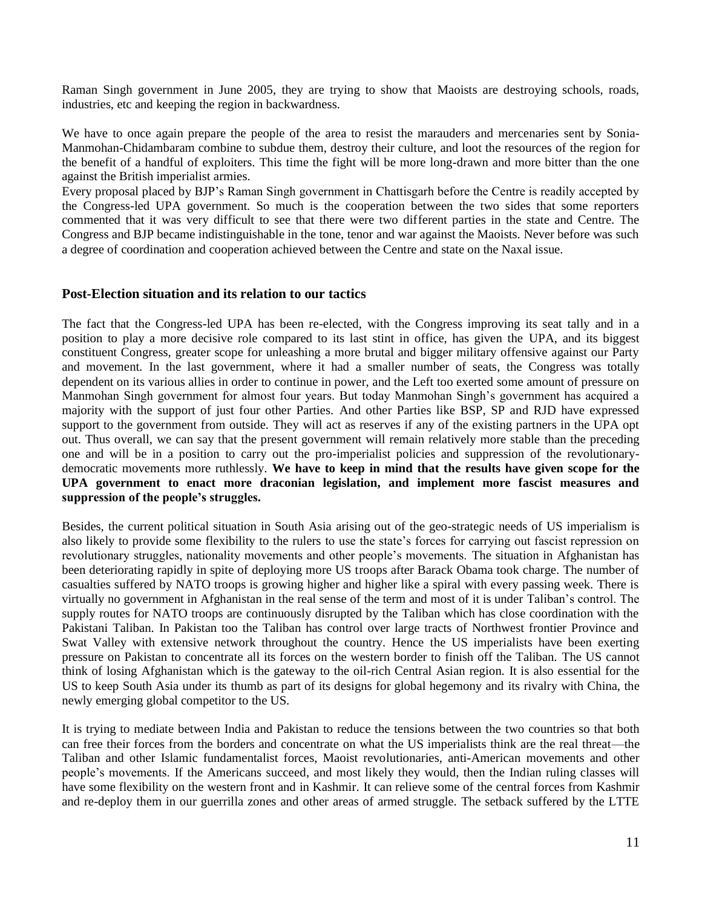Raman Singh government in June 2005, they are trying to show that Maoists are destroying schools, roads, industries, etc and keeping the region in backwardness.

We have to once again prepare the people of the area to resist the marauders and mercenaries sent by Sonia-Manmohan-Chidambaram combine to subdue them, destroy their culture, and loot the resources of the region for the benefit of a handful of exploiters. This time the fight will be more long-drawn and more bitter than the one against the British imperialist armies.

Every proposal placed by BJP's Raman Singh government in Chattisgarh before the Centre is readily accepted by the Congress-led UPA government. So much is the cooperation between the two sides that some reporters commented that it was very difficult to see that there were two different parties in the state and Centre. The Congress and BJP became indistinguishable in the tone, tenor and war against the Maoists. Never before was such a degree of coordination and cooperation achieved between the Centre and state on the Naxal issue.

### Post-Election situation and its relation to our tactics

The fact that the Congress-led UPA has been re-elected, with the Congress improving its seat tally and in a position to play a more decisive role compared to its last stint in office, has given the UPA, and its biggest constituent Congress, greater scope for unleashing a more brutal and bigger military offensive against our Party and movement. In the last government, where it had a smaller number of seats, the Congress was totally dependent on its various allies in order to continue in power, and the Left too exerted some amount of pressure on Manmohan Singh government for almost four years. But today Manmohan Singh's government has acquired a majority with the support of just four other Parties. And other Parties like BSP, SP and RJD have expressed support to the government from outside. They will act as reserves if any of the existing partners in the UPA opt out. Thus overall, we can say that the present government will remain relatively more stable than the preceding one and will be in a position to carry out the pro-imperialist policies and suppression of the revolutionary-democratic movements more ruthlessly. **We have to keep in mind that the results have given scope for the UPA government to enact more draconian legislation, and implement more fascist measures and suppression of the people's struggles.**

Besides, the current political situation in South Asia arising out of the geo-strategic needs of US imperialism is also likely to provide some flexibility to the rulers to use the state's forces for carrying out fascist repression on revolutionary struggles, nationality movements and other people's movements. The situation in Afghanistan has been deteriorating rapidly in spite of deploying more US troops after Barack Obama took charge. The number of casualties suffered by NATO troops is growing higher and higher like a spiral with every passing week. There is virtually no government in Afghanistan in the real sense of the term and most of it is under Taliban's control. The supply routes for NATO troops are continuously disrupted by the Taliban which has close coordination with the Pakistani Taliban. In Pakistan too the Taliban has control over large tracts of Northwest frontier Province and Swat Valley with extensive network throughout the country. Hence the US imperialists have been exerting pressure on Pakistan to concentrate all its forces on the western border to finish off the Taliban. The US cannot think of losing Afghanistan which is the gateway to the oil-rich Central Asian region. It is also essential for the US to keep South Asia under its thumb as part of its designs for global hegemony and its rivalry with China, the newly emerging global competitor to the US.

It is trying to mediate between India and Pakistan to reduce the tensions between the two countries so that both can free their forces from the borders and concentrate on what the US imperialists think are the real threat—the Taliban and other Islamic fundamentalist forces, Maoist revolutionaries, anti-American movements and other people's movements. If the Americans succeed, and most likely they would, then the Indian ruling classes will have some flexibility on the western front and in Kashmir. It can relieve some of the central forces from Kashmir and re-deploy them in our guerrilla zones and other areas of armed struggle. The setback suffered by the LTTE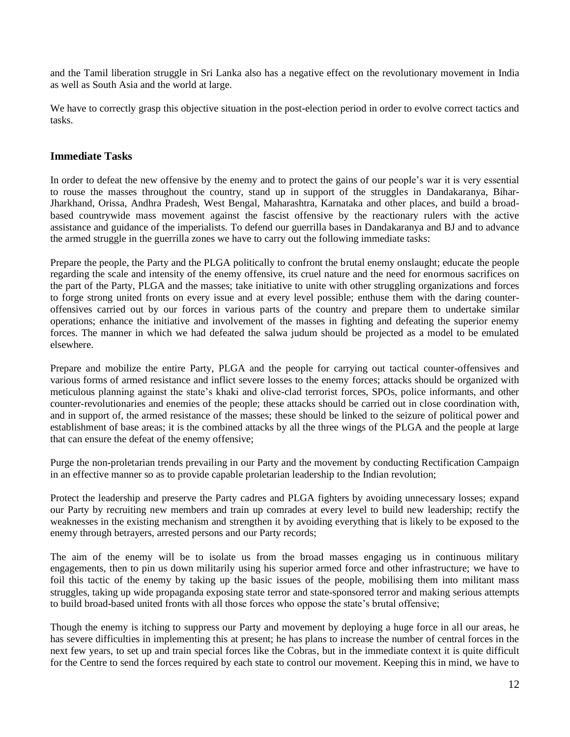and the Tamil liberation struggle in Sri Lanka also has a negative effect on the revolutionary movement in India as well as South Asia and the world at large.

We have to correctly grasp this objective situation in the post-election period in order to evolve correct tactics and tasks.

### Immediate Tasks

In order to defeat the new offensive by the enemy and to protect the gains of our people's war it is very essential to rouse the masses throughout the country, stand up in support of the struggles in Dandakaranya, Bihar-Jharkhand, Orissa, Andhra Pradesh, West Bengal, Maharashtra, Karnataka and other places, and build a broad-based countrywide mass movement against the fascist offensive by the reactionary rulers with the active assistance and guidance of the imperialists. To defend our guerrilla bases in Dandakaranya and BJ and to advance the armed struggle in the guerrilla zones we have to carry out the following immediate tasks:

Prepare the people, the Party and the PLGA politically to confront the brutal enemy onslaught; educate the people regarding the scale and intensity of the enemy offensive, its cruel nature and the need for enormous sacrifices on the part of the Party, PLGA and the masses; take initiative to unite with other struggling organizations and forces to forge strong united fronts on every issue and at every level possible; enthuse them with the daring counter-offensives carried out by our forces in various parts of the country and prepare them to undertake similar operations; enhance the initiative and involvement of the masses in fighting and defeating the superior enemy forces. The manner in which we had defeated the salwa judum should be projected as a model to be emulated elsewhere.

Prepare and mobilize the entire Party, PLGA and the people for carrying out tactical counter-offensives and various forms of armed resistance and inflict severe losses to the enemy forces; attacks should be organized with meticulous planning against the state's khaki and olive-clad terrorist forces, SPOs, police informants, and other counter-revolutionaries and enemies of the people; these attacks should be carried out in close coordination with, and in support of, the armed resistance of the masses; these should be linked to the seizure of political power and establishment of base areas; it is the combined attacks by all the three wings of the PLGA and the people at large that can ensure the defeat of the enemy offensive;

Purge the non-proletarian trends prevailing in our Party and the movement by conducting Rectification Campaign in an effective manner so as to provide capable proletarian leadership to the Indian revolution;

Protect the leadership and preserve the Party cadres and PLGA fighters by avoiding unnecessary losses; expand our Party by recruiting new members and train up comrades at every level to build new leadership; rectify the weaknesses in the existing mechanism and strengthen it by avoiding everything that is likely to be exposed to the enemy through betrayers, arrested persons and our Party records;

The aim of the enemy will be to isolate us from the broad masses engaging us in continuous military engagements, then to pin us down militarily using his superior armed force and other infrastructure; we have to foil this tactic of the enemy by taking up the basic issues of the people, mobilising them into militant mass struggles, taking up wide propaganda exposing state terror and state-sponsored terror and making serious attempts to build broad-based united fronts with all those forces who oppose the state's brutal offensive;

Though the enemy is itching to suppress our Party and movement by deploying a huge force in all our areas, he has severe difficulties in implementing this at present; he has plans to increase the number of central forces in the next few years, to set up and train special forces like the Cobras, but in the immediate context it is quite difficult for the Centre to send the forces required by each state to control our movement. Keeping this in mind, we have to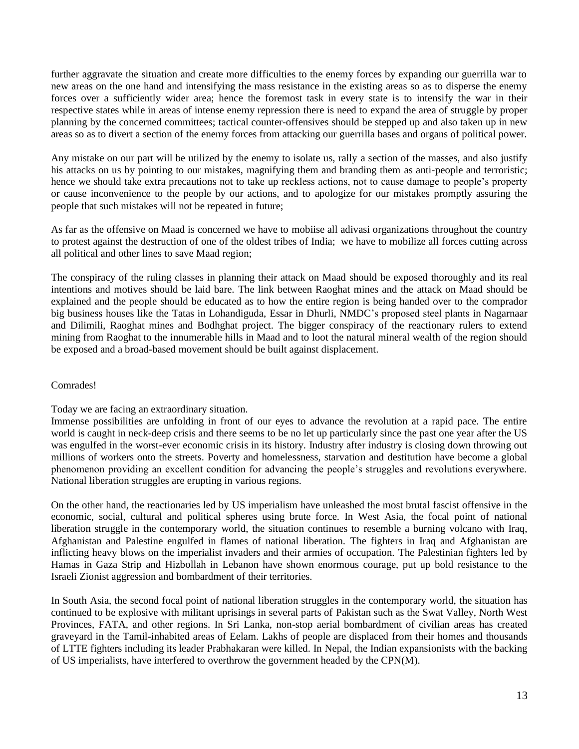further aggravate the situation and create more difficulties to the enemy forces by expanding our guerrilla war to new areas on the one hand and intensifying the mass resistance in the existing areas so as to disperse the enemy forces over a sufficiently wider area; hence the foremost task in every state is to intensify the war in their respective states while in areas of intense enemy repression there is need to expand the area of struggle by proper planning by the concerned committees; tactical counter-offensives should be stepped up and also taken up in new areas so as to divert a section of the enemy forces from attacking our guerrilla bases and organs of political power.

Any mistake on our part will be utilized by the enemy to isolate us, rally a section of the masses, and also justify his attacks on us by pointing to our mistakes, magnifying them and branding them as anti-people and terroristic; hence we should take extra precautions not to take up reckless actions, not to cause damage to people's property or cause inconvenience to the people by our actions, and to apologize for our mistakes promptly assuring the people that such mistakes will not be repeated in future;

As far as the offensive on Maad is concerned we have to mobiise all adivasi organizations throughout the country to protest against the destruction of one of the oldest tribes of India; we have to mobilize all forces cutting across all political and other lines to save Maad region;

The conspiracy of the ruling classes in planning their attack on Maad should be exposed thoroughly and its real intentions and motives should be laid bare. The link between Raoghat mines and the attack on Maad should be explained and the people should be educated as to how the entire region is being handed over to the comprador big business houses like the Tatas in Lohandiguda, Essar in Dhurli, NMDC's proposed steel plants in Nagarnaar and Dilimili, Raoghat mines and Bodhghat project. The bigger conspiracy of the reactionary rulers to extend mining from Raoghat to the innumerable hills in Maad and to loot the natural mineral wealth of the region should be exposed and a broad-based movement should be built against displacement.

Comrades!

Today we are facing an extraordinary situation.

Immense possibilities are unfolding in front of our eyes to advance the revolution at a rapid pace. The entire world is caught in neck-deep crisis and there seems to be no let up particularly since the past one year after the US was engulfed in the worst-ever economic crisis in its history. Industry after industry is closing down throwing out millions of workers onto the streets. Poverty and homelessness, starvation and destitution have become a global phenomenon providing an excellent condition for advancing the people's struggles and revolutions everywhere. National liberation struggles are erupting in various regions.

On the other hand, the reactionaries led by US imperialism have unleashed the most brutal fascist offensive in the economic, social, cultural and political spheres using brute force. In West Asia, the focal point of national liberation struggle in the contemporary world, the situation continues to resemble a burning volcano with Iraq, Afghanistan and Palestine engulfed in flames of national liberation. The fighters in Iraq and Afghanistan are inflicting heavy blows on the imperialist invaders and their armies of occupation. The Palestinian fighters led by Hamas in Gaza Strip and Hizbollah in Lebanon have shown enormous courage, put up bold resistance to the Israeli Zionist aggression and bombardment of their territories.

In South Asia, the second focal point of national liberation struggles in the contemporary world, the situation has continued to be explosive with militant uprisings in several parts of Pakistan such as the Swat Valley, North West Provinces, FATA, and other regions. In Sri Lanka, non-stop aerial bombardment of civilian areas has created graveyard in the Tamil-inhabited areas of Eelam. Lakhs of people are displaced from their homes and thousands of LTTE fighters including its leader Prabhakaran were killed. In Nepal, the Indian expansionists with the backing of US imperialists, have interfered to overthrow the government headed by the CPN(M).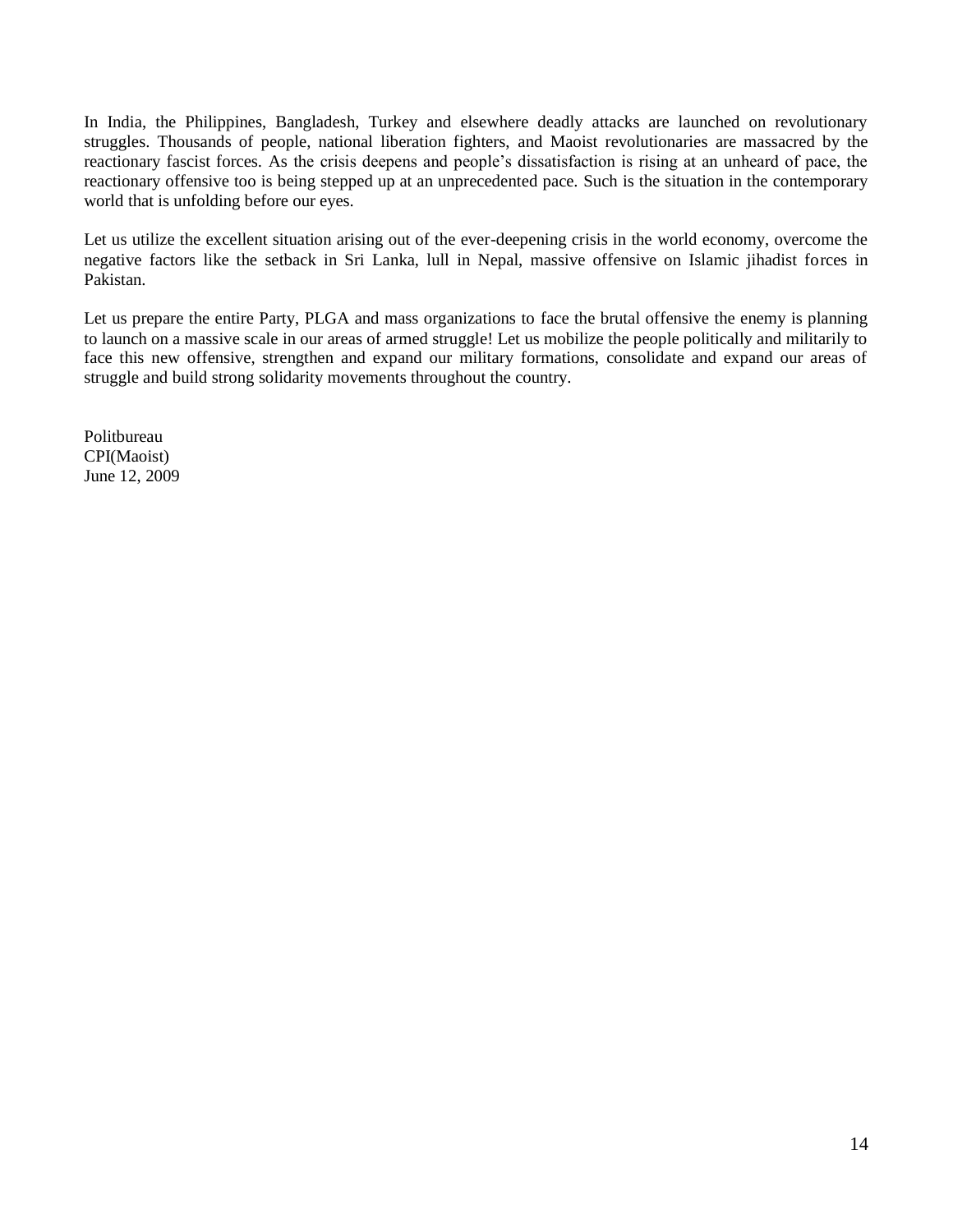In India, the Philippines, Bangladesh, Turkey and elsewhere deadly attacks are launched on revolutionary struggles. Thousands of people, national liberation fighters, and Maoist revolutionaries are massacred by the reactionary fascist forces. As the crisis deepens and people's dissatisfaction is rising at an unheard of pace, the reactionary offensive too is being stepped up at an unprecedented pace. Such is the situation in the contemporary world that is unfolding before our eyes.

Let us utilize the excellent situation arising out of the ever-deepening crisis in the world economy, overcome the negative factors like the setback in Sri Lanka, lull in Nepal, massive offensive on Islamic jihadist forces in Pakistan.

Let us prepare the entire Party, PLGA and mass organizations to face the brutal offensive the enemy is planning to launch on a massive scale in our areas of armed struggle! Let us mobilize the people politically and militarily to face this new offensive, strengthen and expand our military formations, consolidate and expand our areas of struggle and build strong solidarity movements throughout the country.

Politbureau
CPI(Maoist)
June 12, 2009